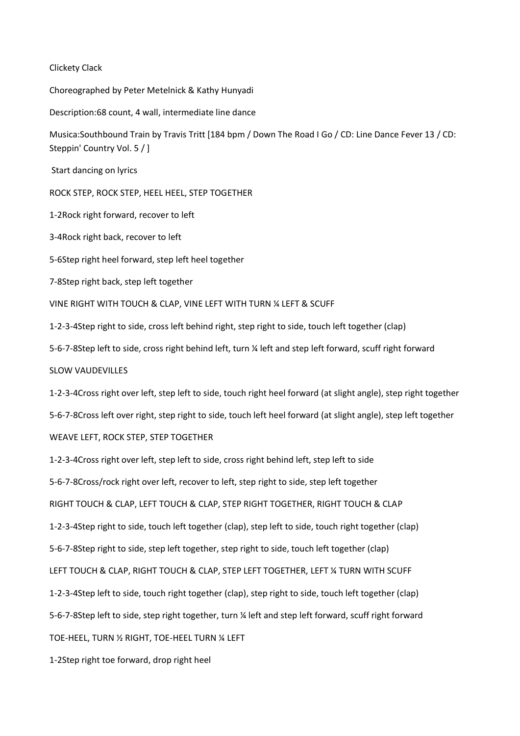# Clickety Clack

Choreographed by Peter Metelnick & Kathy Hunyadi

Description:68 count, 4 wall, intermediate line dance

Musica:Southbound Train by Travis Tritt [184 bpm / Down The Road I Go / CD: Line Dance Fever 13 / CD: Steppin' Country Vol. 5 / ]

Start dancing on lyrics

## ROCK STEP, ROCK STEP, HEEL HEEL, STEP TOGETHER

1-2Rock right forward, recover to left

3-4Rock right back, recover to left

5-6Step right heel forward, step left heel together

7-8Step right back, step left together

## VINE RIGHT WITH TOUCH & CLAP, VINE LEFT WITH TURN ¼ LEFT & SCUFF

1-2-3-4Step right to side, cross left behind right, step right to side, touch left together (clap)

5-6-7-8Step left to side, cross right behind left, turn ¼ left and step left forward, scuff right forward

## SLOW VAUDEVILLES

1-2-3-4Cross right over left, step left to side, touch right heel forward (at slight angle), step right together

5-6-7-8Cross left over right, step right to side, touch left heel forward (at slight angle), step left together

## WEAVE LEFT, ROCK STEP, STEP TOGETHER

1-2-3-4Cross right over left, step left to side, cross right behind left, step left to side

5-6-7-8Cross/rock right over left, recover to left, step right to side, step left together

## RIGHT TOUCH & CLAP, LEFT TOUCH & CLAP, STEP RIGHT TOGETHER, RIGHT TOUCH & CLAP

1-2-3-4Step right to side, touch left together (clap), step left to side, touch right together (clap)

5-6-7-8Step right to side, step left together, step right to side, touch left together (clap)

## LEFT TOUCH & CLAP, RIGHT TOUCH & CLAP, STEP LEFT TOGETHER, LEFT ¼ TURN WITH SCUFF

1-2-3-4Step left to side, touch right together (clap), step right to side, touch left together (clap)

5-6-7-8Step left to side, step right together, turn ¼ left and step left forward, scuff right forward

## TOE-HEEL, TURN ½ RIGHT, TOE-HEEL TURN ¼ LEFT

1-2Step right toe forward, drop right heel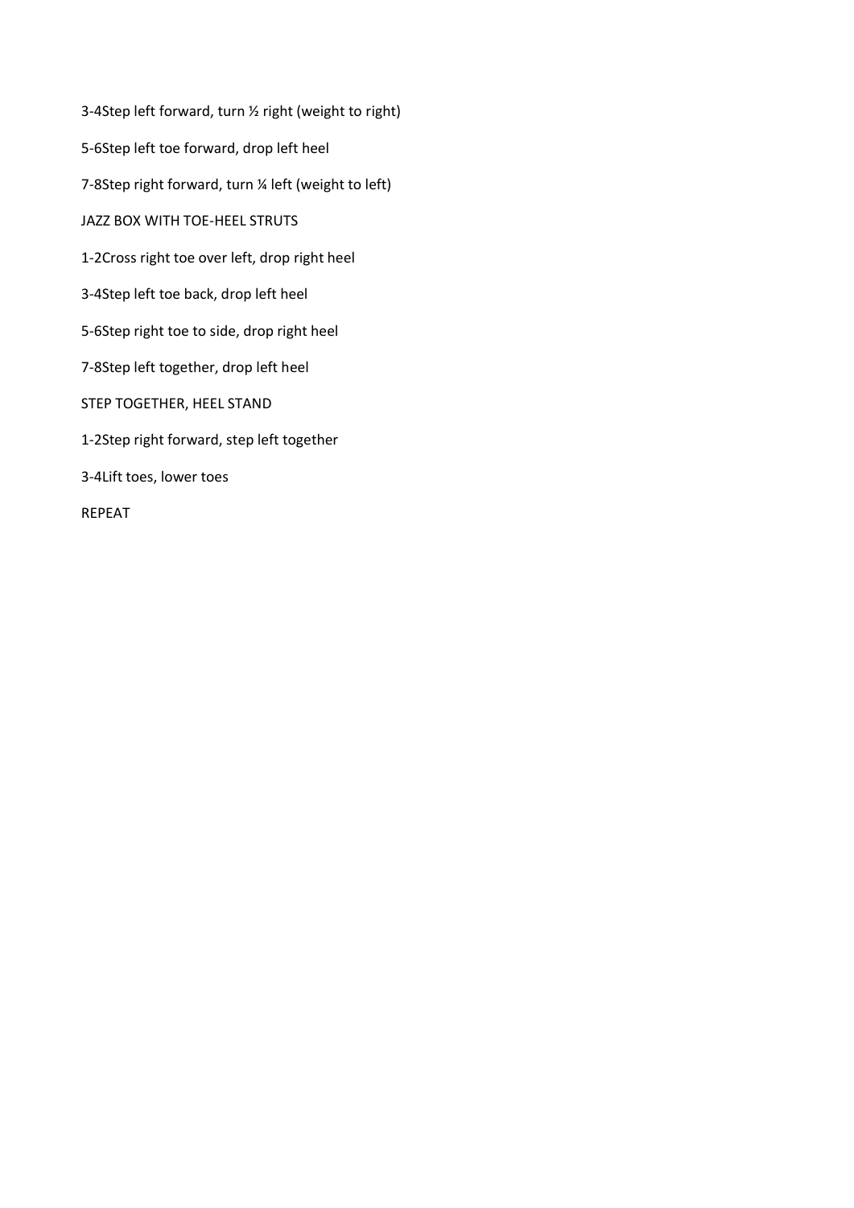3-4Step left forward, turn ½ right (weight to right)

5-6Step left toe forward, drop left heel

7-8Step right forward, turn ¼ left (weight to left)

JAZZ BOX WITH TOE-HEEL STRUTS

1-2Cross right toe over left, drop right heel

3-4Step left toe back, drop left heel

5-6Step right toe to side, drop right heel

7-8Step left together, drop left heel

STEP TOGETHER, HEEL STAND

1-2Step right forward, step left together

3-4Lift toes, lower toes

REPEAT